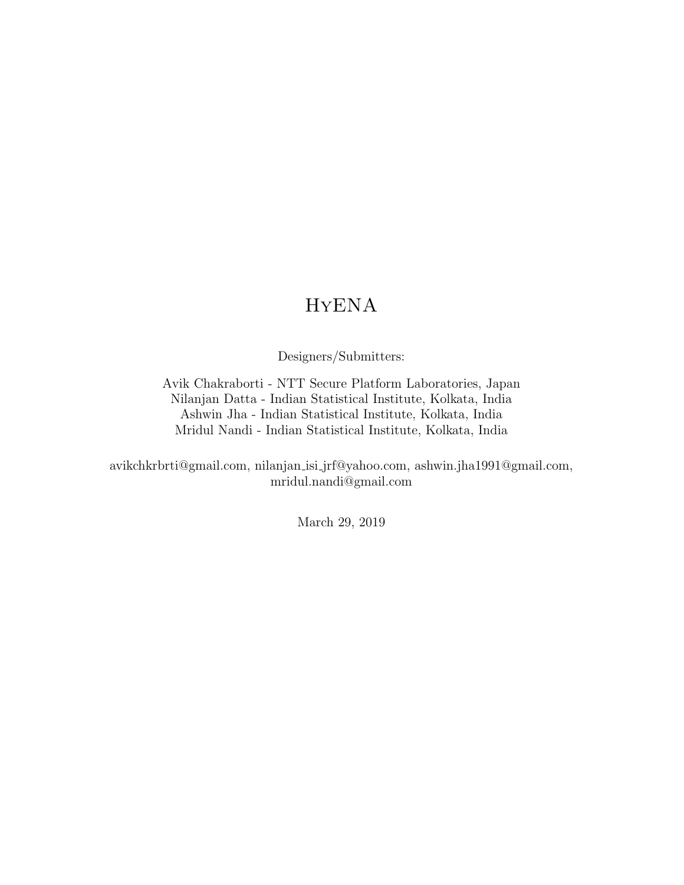# HyENA

Designers/Submitters:

Avik Chakraborti - NTT Secure Platform Laboratories, Japan
Nilanjan Datta - Indian Statistical Institute, Kolkata, India
Ashwin Jha - Indian Statistical Institute, Kolkata, India
Mridul Nandi - Indian Statistical Institute, Kolkata, India

avikchkrbrti@gmail.com, nilanjan_isi_jrf@yahoo.com, ashwin.jha1991@gmail.com, mridul.nandi@gmail.com

March 29, 2019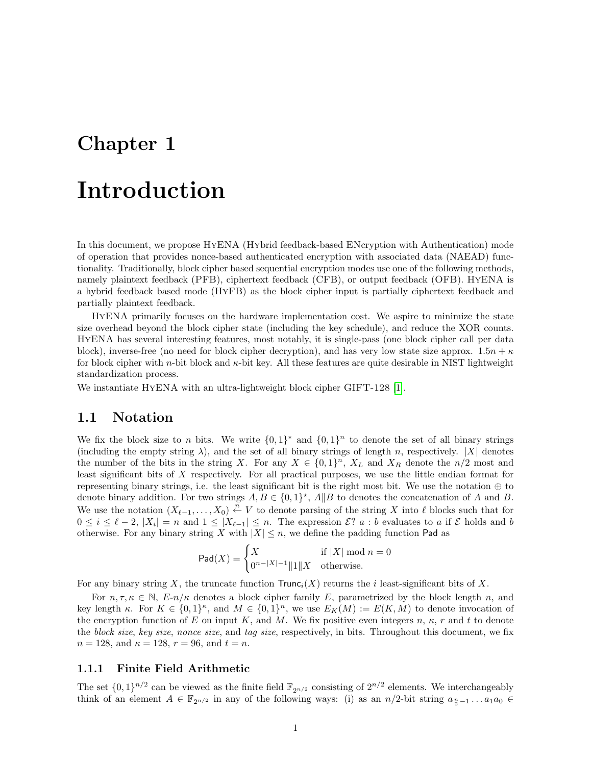# Chapter 1

# Introduction

In this document, we propose HYENA (HYbrid feedback-based ENcryption with Authentication) mode of operation that provides nonce-based authenticated encryption with associated data (NAEAD) functionality. Traditionally, block cipher based sequential encryption modes use one of the following methods, namely plaintext feedback (PFB), ciphertext feedback (CFB), or output feedback (OFB). HYENA is a hybrid feedback based mode (HYFB) as the block cipher input is partially ciphertext feedback and partially plaintext feedback.

HYENA primarily focuses on the hardware implementation cost. We aspire to minimize the state size overhead beyond the block cipher state (including the key schedule), and reduce the XOR counts. HYENA has several interesting features, most notably, it is single-pass (one block cipher call per data block), inverse-free (no need for block cipher decryption), and has very low state size approx. $1.5n + \kappa$ for block cipher with $n$-bit block and $\kappa$-bit key. All these features are quite desirable in NIST lightweight standardization process.

We instantiate HYENA with an ultra-lightweight block cipher GIFT-128 [1].

## 1.1 Notation

We fix the block size to $n$ bits. We write $\{0,1\}^*$ and $\{0,1\}^n$ to denote the set of all binary strings (including the empty string $\lambda$), and the set of all binary strings of length $n$, respectively. $|X|$ denotes the number of the bits in the string $X$. For any $X \in \{0,1\}^n$, $X_L$ and $X_R$ denote the $n/2$ most and least significant bits of $X$ respectively. For all practical purposes, we use the little endian format for representing binary strings, i.e. the least significant bit is the right most bit. We use the notation $\oplus$ to denote binary addition. For two strings $A, B \in \{0,1\}^\star$, $A\|B$ to denotes the concatenation of $A$ and $B$. We use the notation $(X_{\ell-1}, \ldots, X_0) \xleftarrow{n} V$ to denote parsing of the string $X$ into $\ell$ blocks such that for $0 \le i \le \ell - 2$, $|X_i| = n$ and $1 \le |X_{\ell-1}| \le n$. The expression $\mathcal{E}?\ a : b$ evaluates to $a$ if $\mathcal{E}$ holds and $b$ otherwise. For any binary string $X$ with $|X| \le n$, we define the padding function $\mathsf{Pad}$ as

$$\mathsf{Pad}(X) = \begin{cases} X & \text{if } |X| \bmod n = 0 \\ 0^{n-|X|-1}\|1\|X & \text{otherwise.} \end{cases}$$

For any binary string $X$, the truncate function $\mathsf{Trunc}_i(X)$ returns the $i$ least-significant bits of $X$.

For $n, \tau, \kappa \in \mathbb{N}$, $E$-$n/\kappa$ denotes a block cipher family $E$, parametrized by the block length $n$, and key length $\kappa$. For $K \in \{0,1\}^\kappa$, and $M \in \{0,1\}^n$, we use $E_K(M) := E(K, M)$ to denote invocation of the encryption function of $E$ on input $K$, and $M$. We fix positive even integers $n$, $\kappa$, $r$ and $t$ to denote the *block size*, *key size*, *nonce size*, and *tag size*, respectively, in bits. Throughout this document, we fix $n = 128$, and $\kappa = 128$, $r = 96$, and $t = n$.

### 1.1.1 Finite Field Arithmetic

The set $\{0,1\}^{n/2}$ can be viewed as the finite field $\mathbb{F}_{2^{n/2}}$ consisting of $2^{n/2}$ elements. We interchangeably think of an element $A \in \mathbb{F}_{2^{n/2}}$ in any of the following ways: (i) as an $n/2$-bit string $a_{\frac{n}{2}-1} \ldots a_1 a_0 \in$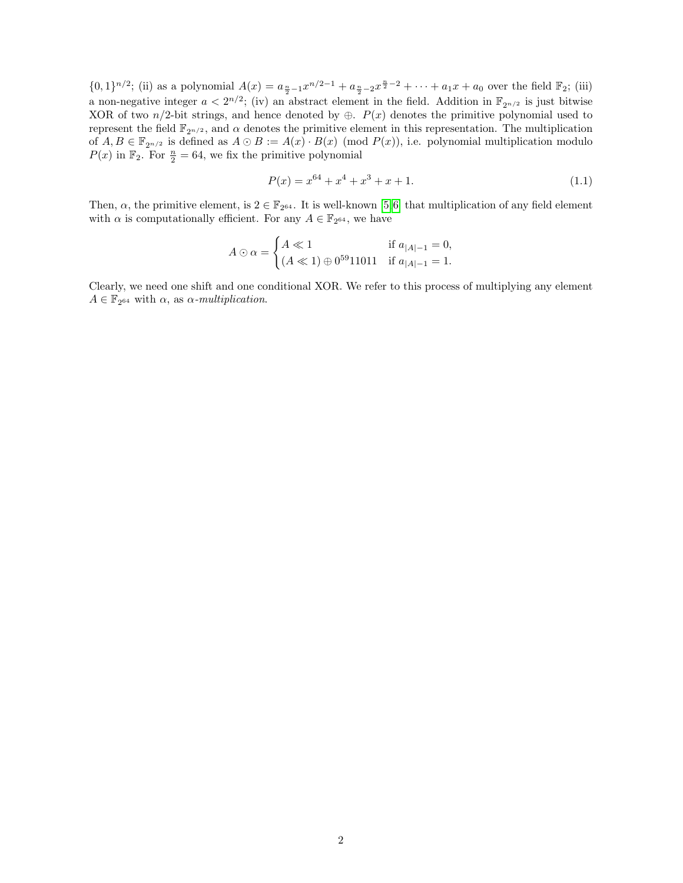$\{0,1\}^{n/2}$; (ii) as a polynomial $A(x) = a_{\frac{n}{2}-1}x^{n/2-1} + a_{\frac{n}{2}-2}x^{\frac{n}{2}-2} + \cdots + a_1 x + a_0$ over the field $\mathbb{F}_2$; (iii) a non-negative integer $a < 2^{n/2}$; (iv) an abstract element in the field. Addition in $\mathbb{F}_{2^{n/2}}$ is just bitwise XOR of two $n/2$-bit strings, and hence denoted by $\oplus$. $P(x)$ denotes the primitive polynomial used to represent the field $\mathbb{F}_{2^{n/2}}$, and $\alpha$ denotes the primitive element in this representation. The multiplication of $A, B \in \mathbb{F}_{2^{n/2}}$ is defined as $A \odot B := A(x) \cdot B(x) \pmod{P(x)}$, i.e. polynomial multiplication modulo $P(x)$ in $\mathbb{F}_2$. For $\frac{n}{2} = 64$, we fix the primitive polynomial

$$P(x) = x^{64} + x^4 + x^3 + x + 1. \tag{1.1}$$

Then, $\alpha$, the primitive element, is $2 \in \mathbb{F}_{2^{64}}$. It is well-known [5, 6] that multiplication of any field element with $\alpha$ is computationally efficient. For any $A \in \mathbb{F}_{2^{64}}$, we have

$$A \odot \alpha = \begin{cases} A \ll 1 & \text{if } a_{|A|-1} = 0, \\ (A \ll 1) \oplus 0^{59}11011 & \text{if } a_{|A|-1} = 1. \end{cases}$$

Clearly, we need one shift and one conditional XOR. We refer to this process of multiplying any element $A \in \mathbb{F}_{2^{64}}$ with $\alpha$, as *$\alpha$-multiplication*.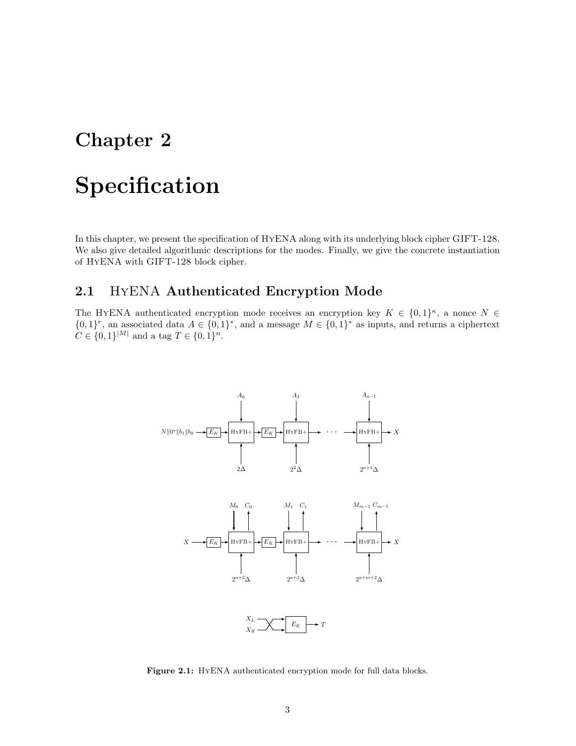# Chapter 2

# Specification

In this chapter, we present the specification of HyENA along with its underlying block cipher GIFT-128. We also give detailed algorithmic descriptions for the modes. Finally, we give the concrete instantiation of HyENA with GIFT-128 block cipher.

## 2.1 HyENA Authenticated Encryption Mode

The HyENA authenticated encryption mode receives an encryption key $K \in \{0,1\}^\kappa$, a nonce $N \in \{0,1\}^r$, an associated data $A \in \{0,1\}^*$, and a message $M \in \{0,1\}^*$ as inputs, and returns a ciphertext $C \in \{0,1\}^{|M|}$ and a tag $T \in \{0,1\}^n$.

**Figure 2.1:** HyENA authenticated encryption mode for full data blocks.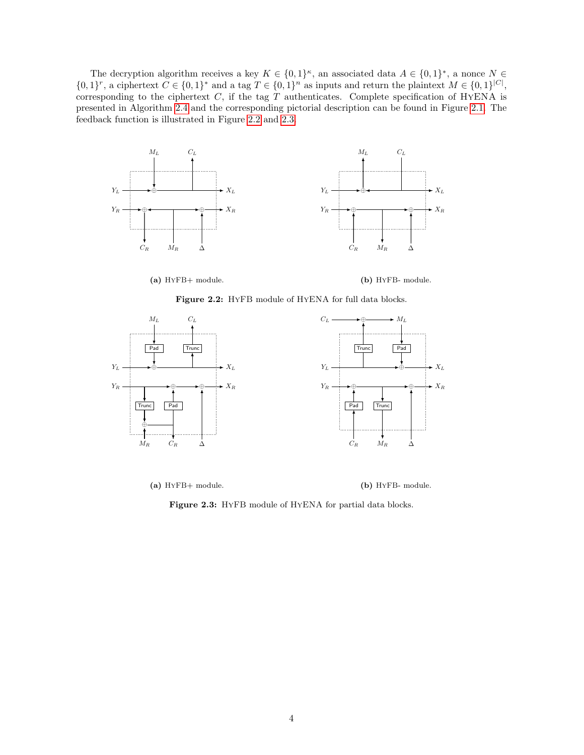The decryption algorithm receives a key $K \in \{0,1\}^\kappa$, an associated data $A \in \{0,1\}^*$, a nonce $N \in \{0,1\}^r$, a ciphertext $C \in \{0,1\}^*$ and a tag $T \in \{0,1\}^n$ as inputs and return the plaintext $M \in \{0,1\}^{|C|}$, corresponding to the ciphertext $C$, if the tag $T$ authenticates. Complete specification of HyENA is presented in Algorithm 2.4 and the corresponding pictorial description can be found in Figure 2.1. The feedback function is illustrated in Figure 2.2 and 2.3.

**(a)** HyFB+ module.

**(b)** HyFB- module.

**Figure 2.2:** HyFB module of HyENA for full data blocks.

**(a)** HyFB+ module.

**(b)** HyFB- module.

**Figure 2.3:** HyFB module of HyENA for partial data blocks.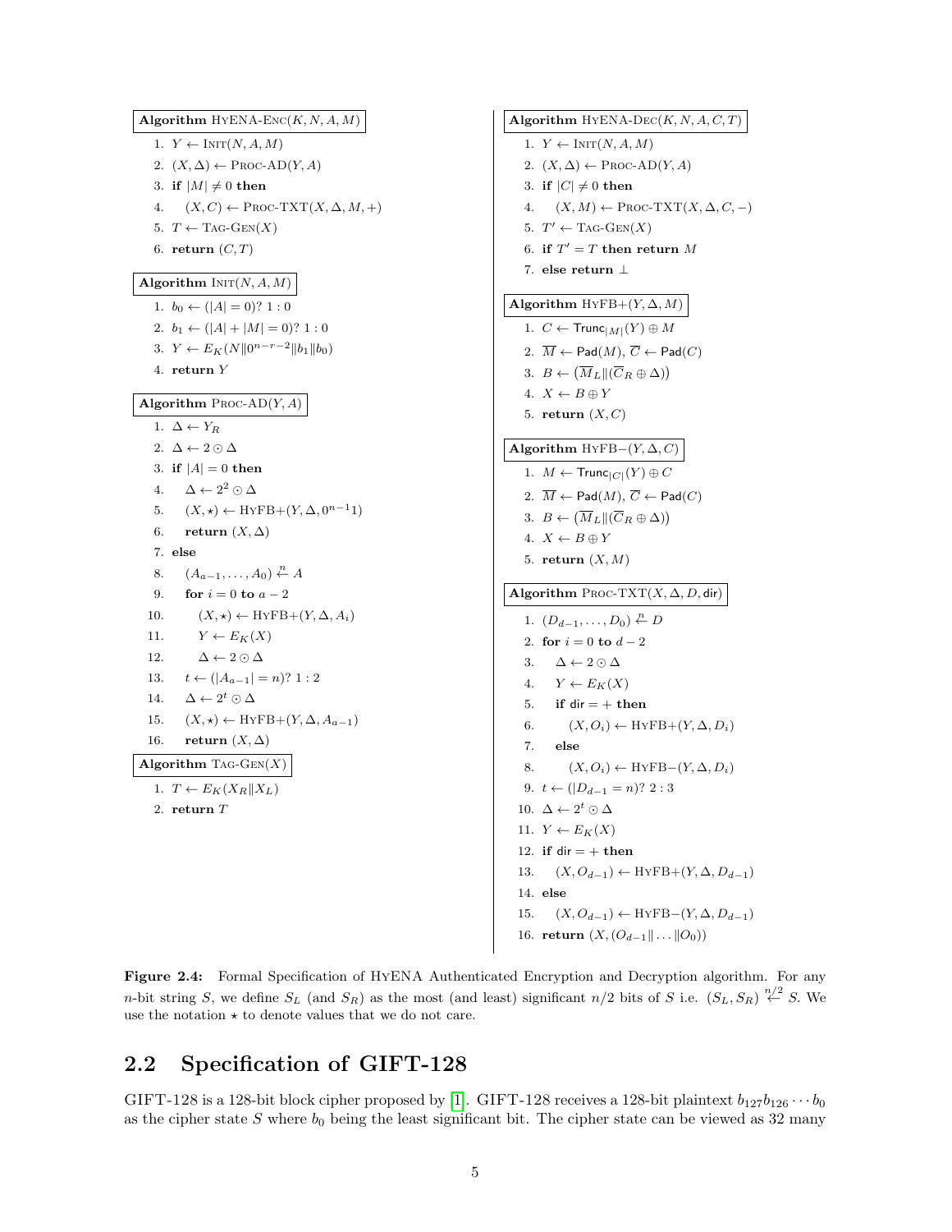**Algorithm** HyENA-Enc$(K, N, A, M)$

1. $Y \leftarrow \text{Init}(N, A, M)$
2. $(X, \Delta) \leftarrow \text{Proc-AD}(Y, A)$
3. **if** $|M| \neq 0$ **then**
4. $\quad (X, C) \leftarrow \text{Proc-TXT}(X, \Delta, M, +)$
5. $T \leftarrow \text{Tag-Gen}(X)$
6. **return** $(C, T)$

**Algorithm** Init$(N, A, M)$

1. $b_0 \leftarrow (|A| = 0)?\ 1 : 0$
2. $b_1 \leftarrow (|A| + |M| = 0)?\ 1 : 0$
3. $Y \leftarrow E_K(N \| 0^{n-r-2} \| b_1 \| b_0)$
4. **return** $Y$

**Algorithm** Proc-AD$(Y, A)$

1. $\Delta \leftarrow Y_R$
2. $\Delta \leftarrow 2 \odot \Delta$
3. **if** $|A| = 0$ **then**
4. $\quad \Delta \leftarrow 2^2 \odot \Delta$
5. $\quad (X, \star) \leftarrow \text{HyFB+}(Y, \Delta, 0^{n-1}1)$
6. $\quad$ **return** $(X, \Delta)$
7. **else**
8. $\quad (A_{a-1}, \ldots, A_0) \xleftarrow{n} A$
9. $\quad$ **for** $i = 0$ **to** $a - 2$
10. $\quad\quad (X, \star) \leftarrow \text{HyFB+}(Y, \Delta, A_i)$
11. $\quad\quad Y \leftarrow E_K(X)$
12. $\quad\quad \Delta \leftarrow 2 \odot \Delta$
13. $\quad t \leftarrow (|A_{a-1}| = n)?\ 1 : 2$
14. $\quad \Delta \leftarrow 2^t \odot \Delta$
15. $\quad (X, \star) \leftarrow \text{HyFB+}(Y, \Delta, A_{a-1})$
16. $\quad$ **return** $(X, \Delta)$

**Algorithm** Tag-Gen$(X)$

1. $T \leftarrow E_K(X_R \| X_L)$
2. **return** $T$

**Algorithm** HyENA-Dec$(K, N, A, C, T)$

1. $Y \leftarrow \text{Init}(N, A, M)$
2. $(X, \Delta) \leftarrow \text{Proc-AD}(Y, A)$
3. **if** $|C| \neq 0$ **then**
4. $\quad (X, M) \leftarrow \text{Proc-TXT}(X, \Delta, C, -)$
5. $T' \leftarrow \text{Tag-Gen}(X)$
6. **if** $T' = T$ **then return** $M$
7. **else return** $\perp$

**Algorithm** HyFB+$(Y, \Delta, M)$

1. $C \leftarrow \mathsf{Trunc}_{|M|}(Y) \oplus M$
2. $\overline{M} \leftarrow \mathsf{Pad}(M)$, $\overline{C} \leftarrow \mathsf{Pad}(C)$
3. $B \leftarrow (\overline{M}_L \| (\overline{C}_R \oplus \Delta))$
4. $X \leftarrow B \oplus Y$
5. **return** $(X, C)$

**Algorithm** HyFB−$(Y, \Delta, C)$

1. $M \leftarrow \mathsf{Trunc}_{|C|}(Y) \oplus C$
2. $\overline{M} \leftarrow \mathsf{Pad}(M)$, $\overline{C} \leftarrow \mathsf{Pad}(C)$
3. $B \leftarrow (\overline{M}_L \| (\overline{C}_R \oplus \Delta))$
4. $X \leftarrow B \oplus Y$
5. **return** $(X, M)$

**Algorithm** Proc-TXT$(X, \Delta, D, \mathsf{dir})$

1. $(D_{d-1}, \ldots, D_0) \xleftarrow{n} D$
2. **for** $i = 0$ **to** $d - 2$
3. $\quad \Delta \leftarrow 2 \odot \Delta$
4. $\quad Y \leftarrow E_K(X)$
5. $\quad$ **if** $\mathsf{dir} = +$ **then**
6. $\quad\quad (X, O_i) \leftarrow \text{HyFB+}(Y, \Delta, D_i)$
7. $\quad$ **else**
8. $\quad\quad (X, O_i) \leftarrow \text{HyFB−}(Y, \Delta, D_i)$
9. $t \leftarrow (|D_{d-1} = n)?\ 2 : 3$
10. $\Delta \leftarrow 2^t \odot \Delta$
11. $Y \leftarrow E_K(X)$
12. **if** $\mathsf{dir} = +$ **then**
13. $\quad (X, O_{d-1}) \leftarrow \text{HyFB+}(Y, \Delta, D_{d-1})$
14. **else**
15. $\quad (X, O_{d-1}) \leftarrow \text{HyFB−}(Y, \Delta, D_{d-1})$
16. **return** $(X, (O_{d-1} \| \ldots \| O_0))$

**Figure 2.4:** Formal Specification of HyENA Authenticated Encryption and Decryption algorithm. For any $n$-bit string $S$, we define $S_L$ (and $S_R$) as the most (and least) significant $n/2$ bits of $S$ i.e. $(S_L, S_R) \xleftarrow{n/2} S$. We use the notation $\star$ to denote values that we do not care.

## 2.2 Specification of GIFT-128

GIFT-128 is a 128-bit block cipher proposed by [1]. GIFT-128 receives a 128-bit plaintext $b_{127}b_{126} \cdots b_0$ as the cipher state $S$ where $b_0$ being the least significant bit. The cipher state can be viewed as 32 many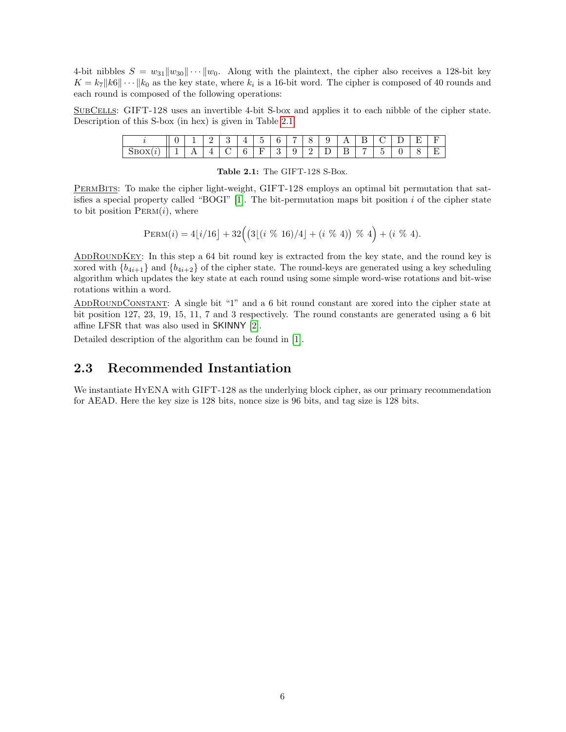4-bit nibbles $S = w_{31}\|w_{30}\| \cdots \|w_0$. Along with the plaintext, the cipher also receives a 128-bit key $K = k_7\|k6\| \cdots \|k_0$ as the key state, where $k_i$ is a 16-bit word. The cipher is composed of 40 rounds and each round is composed of the following operations:

<u>SubCells</u>: GIFT-128 uses an invertible 4-bit S-box and applies it to each nibble of the cipher state. Description of this S-box (in hex) is given in Table 2.1.

| $i$ | 0 | 1 | 2 | 3 | 4 | 5 | 6 | 7 | 8 | 9 | A | B | C | D | E | F |
|---|---|---|---|---|---|---|---|---|---|---|---|---|---|---|---|---|
| Sbox($i$) | 1 | A | 4 | C | 6 | F | 3 | 9 | 2 | D | B | 7 | 5 | 0 | 8 | E |

**Table 2.1:** The GIFT-128 S-Box.

<u>PermBits</u>: To make the cipher light-weight, GIFT-128 employs an optimal bit permutation that satisfies a special property called "BOGI" [1]. The bit-permutation maps bit position $i$ of the cipher state to bit position $\text{Perm}(i)$, where

$$\text{Perm}(i) = 4\lfloor i/16 \rfloor + 32\Big(\big(3\lfloor (i \,\%\, 16)/4 \rfloor + (i \,\%\, 4)\big) \,\%\, 4\Big) + (i \,\%\, 4).$$

<u>AddRoundKey</u>: In this step a 64 bit round key is extracted from the key state, and the round key is xored with $\{b_{4i+1}\}$ and $\{b_{4i+2}\}$ of the cipher state. The round-keys are generated using a key scheduling algorithm which updates the key state at each round using some simple word-wise rotations and bit-wise rotations within a word.

<u>AddRoundConstant</u>: A single bit "1" and a 6 bit round constant are xored into the cipher state at bit position 127, 23, 19, 15, 11, 7 and 3 respectively. The round constants are generated using a 6 bit affine LFSR that was also used in SKINNY [2].

Detailed description of the algorithm can be found in [1].

## 2.3 Recommended Instantiation

We instantiate HyENA with GIFT-128 as the underlying block cipher, as our primary recommendation for AEAD. Here the key size is 128 bits, nonce size is 96 bits, and tag size is 128 bits.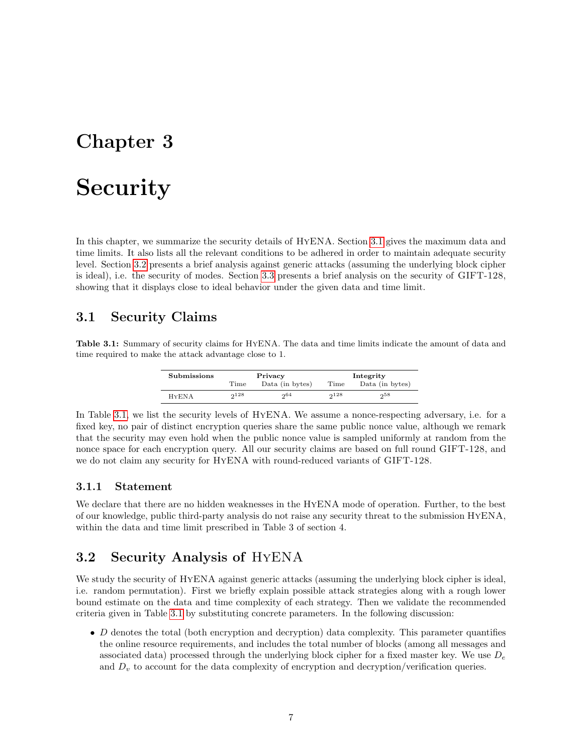# Chapter 3

# Security

In this chapter, we summarize the security details of HyENA. Section 3.1 gives the maximum data and time limits. It also lists all the relevant conditions to be adhered in order to maintain adequate security level. Section 3.2 presents a brief analysis against generic attacks (assuming the underlying block cipher is ideal), i.e. the security of modes. Section 3.3 presents a brief analysis on the security of GIFT-128, showing that it displays close to ideal behavior under the given data and time limit.

## 3.1 Security Claims

**Table 3.1:** Summary of security claims for HyENA. The data and time limits indicate the amount of data and time required to make the attack advantage close to 1.

| Submissions | Privacy | | Integrity | |
|---|---|---|---|---|
| | Time | Data (in bytes) | Time | Data (in bytes) |
| HyENA | $2^{128}$ | $2^{64}$ | $2^{128}$ | $2^{58}$ |

In Table 3.1, we list the security levels of HyENA. We assume a nonce-respecting adversary, i.e. for a fixed key, no pair of distinct encryption queries share the same public nonce value, although we remark that the security may even hold when the public nonce value is sampled uniformly at random from the nonce space for each encryption query. All our security claims are based on full round GIFT-128, and we do not claim any security for HyENA with round-reduced variants of GIFT-128.

### 3.1.1 Statement

We declare that there are no hidden weaknesses in the HyENA mode of operation. Further, to the best of our knowledge, public third-party analysis do not raise any security threat to the submission HyENA, within the data and time limit prescribed in Table 3 of section 4.

## 3.2 Security Analysis of HyENA

We study the security of HyENA against generic attacks (assuming the underlying block cipher is ideal, i.e. random permutation). First we briefly explain possible attack strategies along with a rough lower bound estimate on the data and time complexity of each strategy. Then we validate the recommended criteria given in Table 3.1 by substituting concrete parameters. In the following discussion:

- $D$ denotes the total (both encryption and decryption) data complexity. This parameter quantifies the online resource requirements, and includes the total number of blocks (among all messages and associated data) processed through the underlying block cipher for a fixed master key. We use $D_e$ and $D_v$ to account for the data complexity of encryption and decryption/verification queries.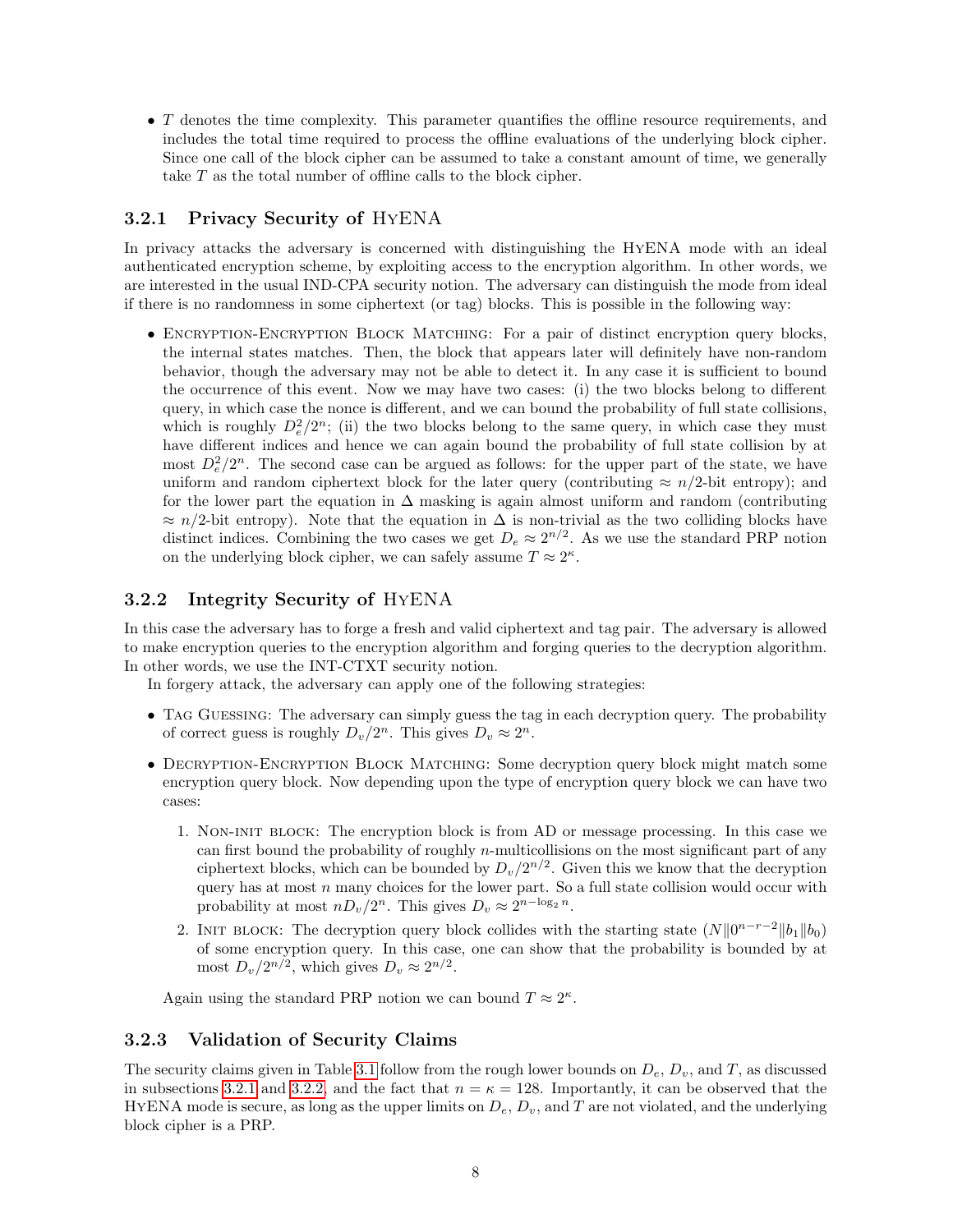- $T$ denotes the time complexity. This parameter quantifies the offline resource requirements, and includes the total time required to process the offline evaluations of the underlying block cipher. Since one call of the block cipher can be assumed to take a constant amount of time, we generally take $T$ as the total number of offline calls to the block cipher.

### 3.2.1 Privacy Security of HyENA

In privacy attacks the adversary is concerned with distinguishing the HyENA mode with an ideal authenticated encryption scheme, by exploiting access to the encryption algorithm. In other words, we are interested in the usual IND-CPA security notion. The adversary can distinguish the mode from ideal if there is no randomness in some ciphertext (or tag) blocks. This is possible in the following way:

- Encryption-Encryption Block Matching: For a pair of distinct encryption query blocks, the internal states matches. Then, the block that appears later will definitely have non-random behavior, though the adversary may not be able to detect it. In any case it is sufficient to bound the occurrence of this event. Now we may have two cases: (i) the two blocks belong to different query, in which case the nonce is different, and we can bound the probability of full state collisions, which is roughly $D_e^2/2^n$; (ii) the two blocks belong to the same query, in which case they must have different indices and hence we can again bound the probability of full state collision by at most $D_e^2/2^n$. The second case can be argued as follows: for the upper part of the state, we have uniform and random ciphertext block for the later query (contributing $\approx n/2$-bit entropy); and for the lower part the equation in $\Delta$ masking is again almost uniform and random (contributing $\approx n/2$-bit entropy). Note that the equation in $\Delta$ is non-trivial as the two colliding blocks have distinct indices. Combining the two cases we get $D_e \approx 2^{n/2}$. As we use the standard PRP notion on the underlying block cipher, we can safely assume $T \approx 2^\kappa$.

### 3.2.2 Integrity Security of HyENA

In this case the adversary has to forge a fresh and valid ciphertext and tag pair. The adversary is allowed to make encryption queries to the encryption algorithm and forging queries to the decryption algorithm. In other words, we use the INT-CTXT security notion.

In forgery attack, the adversary can apply one of the following strategies:

- Tag Guessing: The adversary can simply guess the tag in each decryption query. The probability of correct guess is roughly $D_v/2^n$. This gives $D_v \approx 2^n$.
- Decryption-Encryption Block Matching: Some decryption query block might match some encryption query block. Now depending upon the type of encryption query block we can have two cases:
  1. Non-init block: The encryption block is from AD or message processing. In this case we can first bound the probability of roughly $n$-multicollisions on the most significant part of any ciphertext blocks, which can be bounded by $D_v/2^{n/2}$. Given this we know that the decryption query has at most $n$ many choices for the lower part. So a full state collision would occur with probability at most $nD_v/2^n$. This gives $D_v \approx 2^{n-\log_2 n}$.
  2. Init block: The decryption query block collides with the starting state $(N\|0^{n-r-2}\|b_1\|b_0)$ of some encryption query. In this case, one can show that the probability is bounded by at most $D_v/2^{n/2}$, which gives $D_v \approx 2^{n/2}$.

  Again using the standard PRP notion we can bound $T \approx 2^\kappa$.

### 3.2.3 Validation of Security Claims

The security claims given in Table 3.1 follow from the rough lower bounds on $D_e$, $D_v$, and $T$, as discussed in subsections 3.2.1 and 3.2.2, and the fact that $n = \kappa = 128$. Importantly, it can be observed that the HyENA mode is secure, as long as the upper limits on $D_e$, $D_v$, and $T$ are not violated, and the underlying block cipher is a PRP.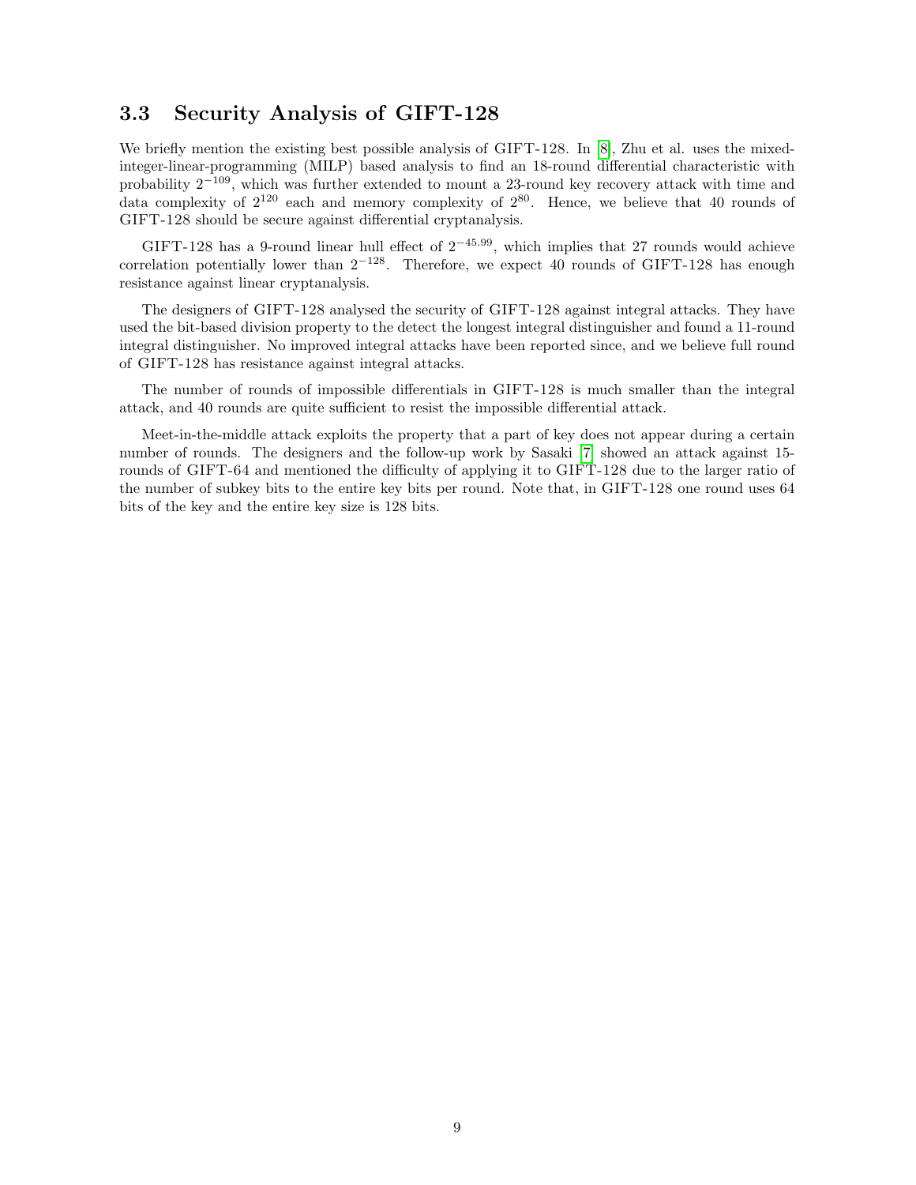### 3.3 Security Analysis of GIFT-128

We briefly mention the existing best possible analysis of GIFT-128. In [8], Zhu et al. uses the mixed-integer-linear-programming (MILP) based analysis to find an 18-round differential characteristic with probability $2^{-109}$, which was further extended to mount a 23-round key recovery attack with time and data complexity of $2^{120}$ each and memory complexity of $2^{80}$. Hence, we believe that 40 rounds of GIFT-128 should be secure against differential cryptanalysis.

GIFT-128 has a 9-round linear hull effect of $2^{-45.99}$, which implies that 27 rounds would achieve correlation potentially lower than $2^{-128}$. Therefore, we expect 40 rounds of GIFT-128 has enough resistance against linear cryptanalysis.

The designers of GIFT-128 analysed the security of GIFT-128 against integral attacks. They have used the bit-based division property to the detect the longest integral distinguisher and found a 11-round integral distinguisher. No improved integral attacks have been reported since, and we believe full round of GIFT-128 has resistance against integral attacks.

The number of rounds of impossible differentials in GIFT-128 is much smaller than the integral attack, and 40 rounds are quite sufficient to resist the impossible differential attack.

Meet-in-the-middle attack exploits the property that a part of key does not appear during a certain number of rounds. The designers and the follow-up work by Sasaki [7] showed an attack against 15-rounds of GIFT-64 and mentioned the difficulty of applying it to GIFT-128 due to the larger ratio of the number of subkey bits to the entire key bits per round. Note that, in GIFT-128 one round uses 64 bits of the key and the entire key size is 128 bits.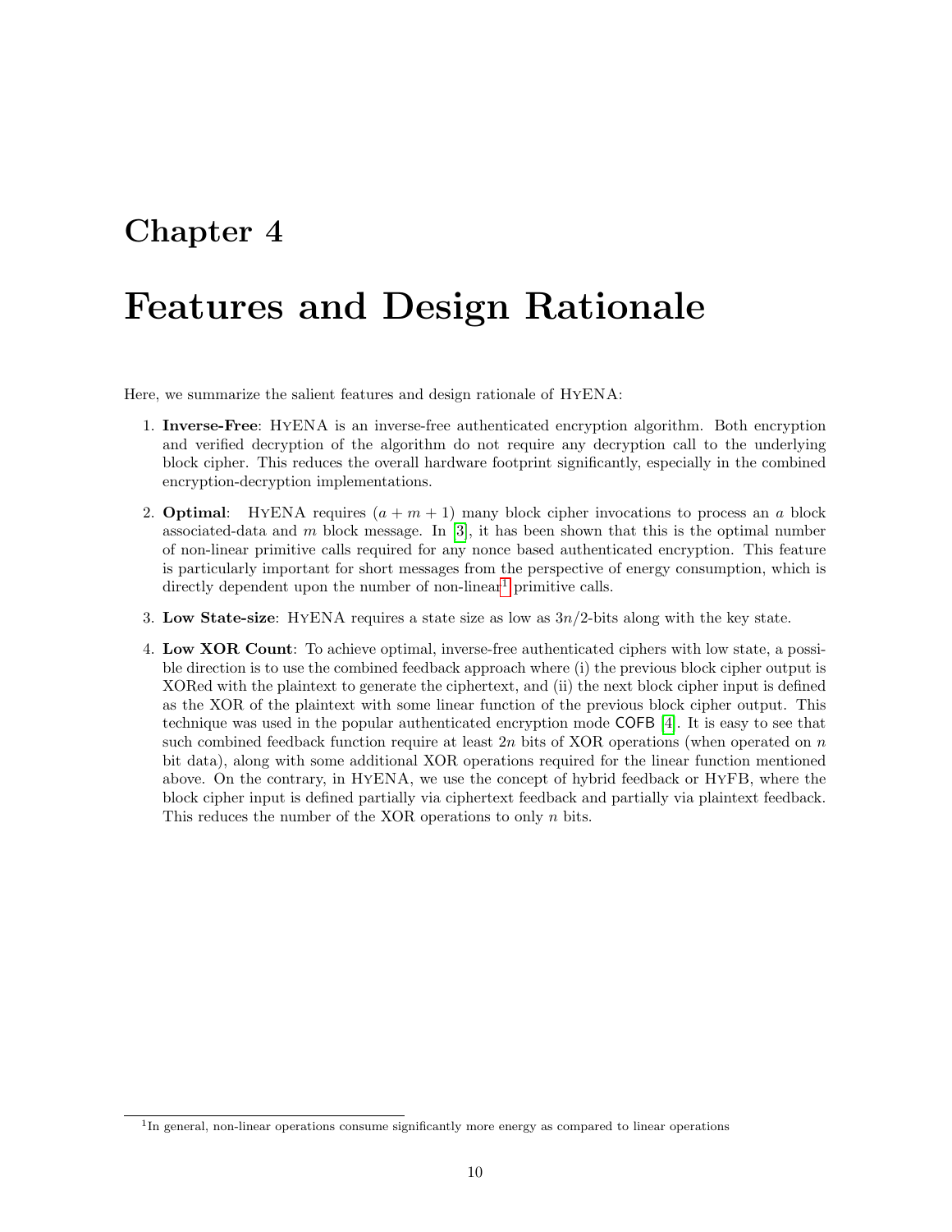# Chapter 4

# Features and Design Rationale

Here, we summarize the salient features and design rationale of HyENA:

1. **Inverse-Free**: HyENA is an inverse-free authenticated encryption algorithm. Both encryption and verified decryption of the algorithm do not require any decryption call to the underlying block cipher. This reduces the overall hardware footprint significantly, especially in the combined encryption-decryption implementations.

2. **Optimal**: HyENA requires $(a + m + 1)$ many block cipher invocations to process an $a$ block associated-data and $m$ block message. In [3], it has been shown that this is the optimal number of non-linear primitive calls required for any nonce based authenticated encryption. This feature is particularly important for short messages from the perspective of energy consumption, which is directly dependent upon the number of non-linear[1] primitive calls.

3. **Low State-size**: HyENA requires a state size as low as $3n/2$-bits along with the key state.

4. **Low XOR Count**: To achieve optimal, inverse-free authenticated ciphers with low state, a possible direction is to use the combined feedback approach where (i) the previous block cipher output is XORed with the plaintext to generate the ciphertext, and (ii) the next block cipher input is defined as the XOR of the plaintext with some linear function of the previous block cipher output. This technique was used in the popular authenticated encryption mode COFB [4]. It is easy to see that such combined feedback function require at least $2n$ bits of XOR operations (when operated on $n$ bit data), along with some additional XOR operations required for the linear function mentioned above. On the contrary, in HyENA, we use the concept of hybrid feedback or HyFB, where the block cipher input is defined partially via ciphertext feedback and partially via plaintext feedback. This reduces the number of the XOR operations to only $n$ bits.

[1] In general, non-linear operations consume significantly more energy as compared to linear operations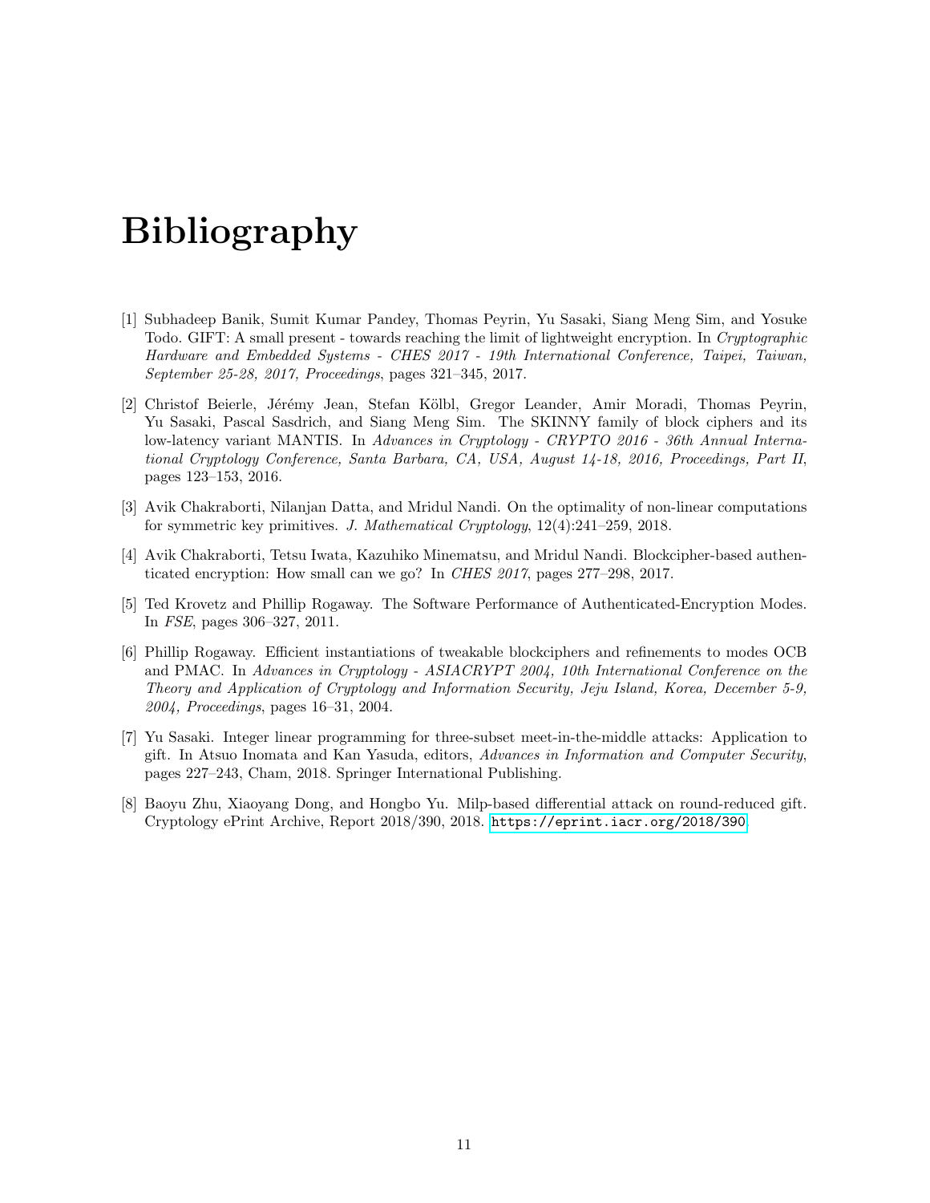# Bibliography

[1] Subhadeep Banik, Sumit Kumar Pandey, Thomas Peyrin, Yu Sasaki, Siang Meng Sim, and Yosuke Todo. GIFT: A small present - towards reaching the limit of lightweight encryption. In *Cryptographic Hardware and Embedded Systems - CHES 2017 - 19th International Conference, Taipei, Taiwan, September 25-28, 2017, Proceedings*, pages 321–345, 2017.

[2] Christof Beierle, Jérémy Jean, Stefan Kölbl, Gregor Leander, Amir Moradi, Thomas Peyrin, Yu Sasaki, Pascal Sasdrich, and Siang Meng Sim. The SKINNY family of block ciphers and its low-latency variant MANTIS. In *Advances in Cryptology - CRYPTO 2016 - 36th Annual International Cryptology Conference, Santa Barbara, CA, USA, August 14-18, 2016, Proceedings, Part II*, pages 123–153, 2016.

[3] Avik Chakraborti, Nilanjan Datta, and Mridul Nandi. On the optimality of non-linear computations for symmetric key primitives. *J. Mathematical Cryptology*, 12(4):241–259, 2018.

[4] Avik Chakraborti, Tetsu Iwata, Kazuhiko Minematsu, and Mridul Nandi. Blockcipher-based authenticated encryption: How small can we go? In *CHES 2017*, pages 277–298, 2017.

[5] Ted Krovetz and Phillip Rogaway. The Software Performance of Authenticated-Encryption Modes. In *FSE*, pages 306–327, 2011.

[6] Phillip Rogaway. Efficient instantiations of tweakable blockciphers and refinements to modes OCB and PMAC. In *Advances in Cryptology - ASIACRYPT 2004, 10th International Conference on the Theory and Application of Cryptology and Information Security, Jeju Island, Korea, December 5-9, 2004, Proceedings*, pages 16–31, 2004.

[7] Yu Sasaki. Integer linear programming for three-subset meet-in-the-middle attacks: Application to gift. In Atsuo Inomata and Kan Yasuda, editors, *Advances in Information and Computer Security*, pages 227–243, Cham, 2018. Springer International Publishing.

[8] Baoyu Zhu, Xiaoyang Dong, and Hongbo Yu. Milp-based differential attack on round-reduced gift. Cryptology ePrint Archive, Report 2018/390, 2018. https://eprint.iacr.org/2018/390